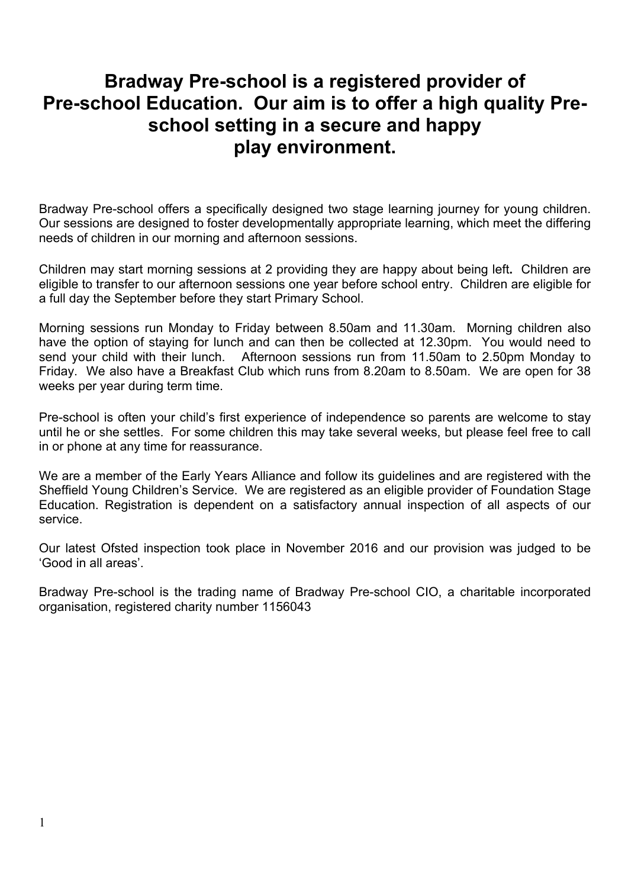# Bradway Pre-school is a registered provider of Pre-school Education. Our aim is to offer a high quality Pre-school setting in a secure and happy play environment.

Bradway Pre-school offers a specifically designed two stage learning journey for young children. Our sessions are designed to foster developmentally appropriate learning, which meet the differing needs of children in our morning and afternoon sessions.

Children may start morning sessions at 2 providing they are happy about being left**.** Children are eligible to transfer to our afternoon sessions one year before school entry. Children are eligible for a full day the September before they start Primary School.

Morning sessions run Monday to Friday between 8.50am and 11.30am. Morning children also have the option of staying for lunch and can then be collected at 12.30pm. You would need to send your child with their lunch. Afternoon sessions run from 11.50am to 2.50pm Monday to Friday. We also have a Breakfast Club which runs from 8.20am to 8.50am. We are open for 38 weeks per year during term time.

Pre-school is often your child's first experience of independence so parents are welcome to stay until he or she settles. For some children this may take several weeks, but please feel free to call in or phone at any time for reassurance.

We are a member of the Early Years Alliance and follow its guidelines and are registered with the Sheffield Young Children's Service. We are registered as an eligible provider of Foundation Stage Education. Registration is dependent on a satisfactory annual inspection of all aspects of our service.

Our latest Ofsted inspection took place in November 2016 and our provision was judged to be 'Good in all areas'.

Bradway Pre-school is the trading name of Bradway Pre-school CIO, a charitable incorporated organisation, registered charity number 1156043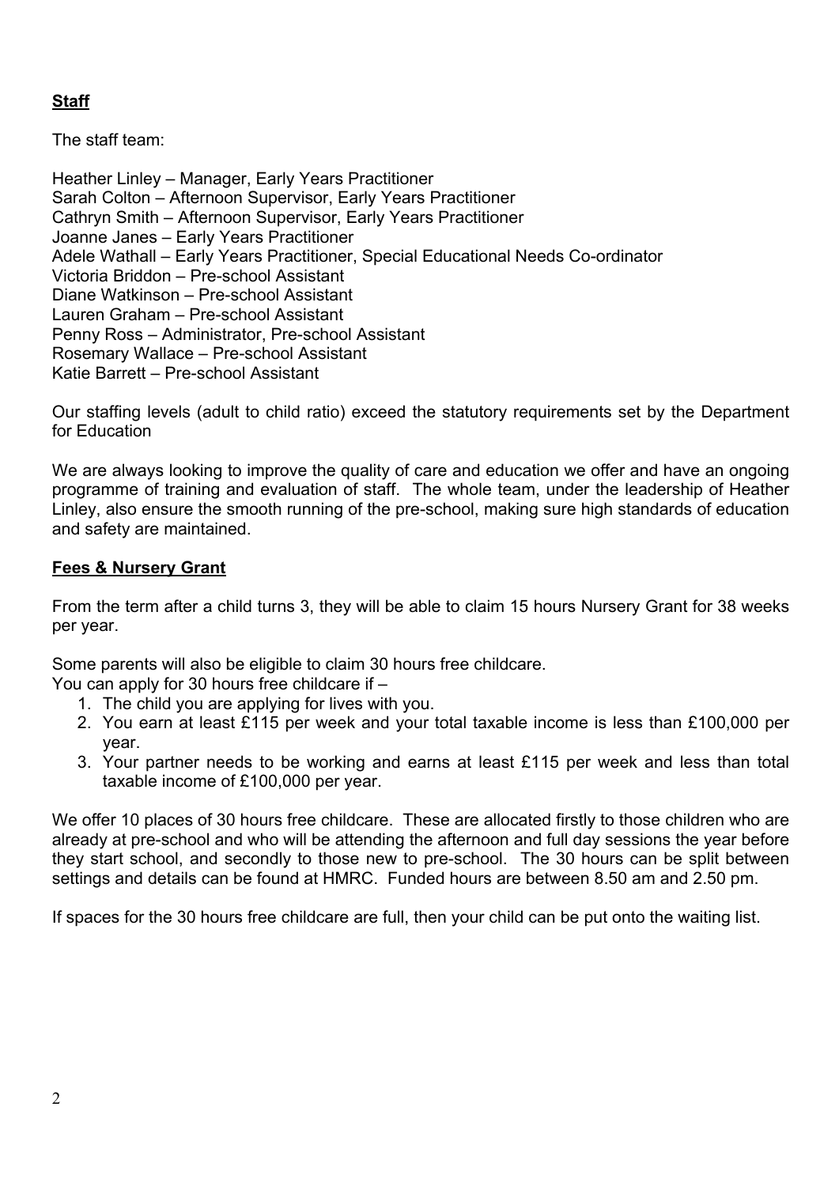## **Staff**

The staff team:

Heather Linley – Manager, Early Years Practitioner
Sarah Colton – Afternoon Supervisor, Early Years Practitioner
Cathryn Smith – Afternoon Supervisor, Early Years Practitioner
Joanne Janes – Early Years Practitioner
Adele Wathall – Early Years Practitioner, Special Educational Needs Co-ordinator
Victoria Briddon – Pre-school Assistant
Diane Watkinson – Pre-school Assistant
Lauren Graham – Pre-school Assistant
Penny Ross – Administrator, Pre-school Assistant
Rosemary Wallace – Pre-school Assistant
Katie Barrett – Pre-school Assistant

Our staffing levels (adult to child ratio) exceed the statutory requirements set by the Department for Education

We are always looking to improve the quality of care and education we offer and have an ongoing programme of training and evaluation of staff. The whole team, under the leadership of Heather Linley, also ensure the smooth running of the pre-school, making sure high standards of education and safety are maintained.

## **Fees & Nursery Grant**

From the term after a child turns 3, they will be able to claim 15 hours Nursery Grant for 38 weeks per year.

Some parents will also be eligible to claim 30 hours free childcare.
You can apply for 30 hours free childcare if –

1. The child you are applying for lives with you.
2. You earn at least £115 per week and your total taxable income is less than £100,000 per year.
3. Your partner needs to be working and earns at least £115 per week and less than total taxable income of £100,000 per year.

We offer 10 places of 30 hours free childcare. These are allocated firstly to those children who are already at pre-school and who will be attending the afternoon and full day sessions the year before they start school, and secondly to those new to pre-school. The 30 hours can be split between settings and details can be found at HMRC. Funded hours are between 8.50 am and 2.50 pm.

If spaces for the 30 hours free childcare are full, then your child can be put onto the waiting list.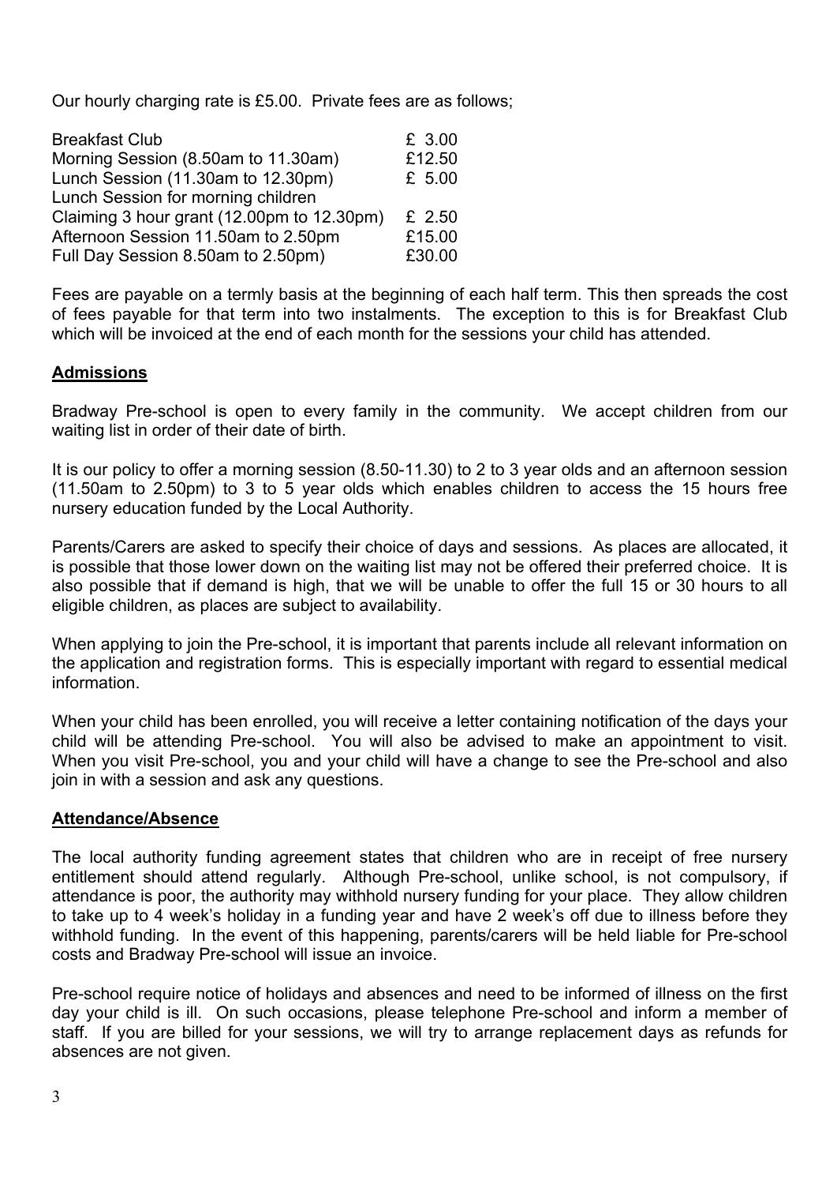Our hourly charging rate is £5.00. Private fees are as follows;

| | |
|---|---|
| Breakfast Club | £ 3.00 |
| Morning Session (8.50am to 11.30am) | £12.50 |
| Lunch Session (11.30am to 12.30pm) | £ 5.00 |
| Lunch Session for morning children Claiming 3 hour grant (12.00pm to 12.30pm) | £ 2.50 |
| Afternoon Session 11.50am to 2.50pm | £15.00 |
| Full Day Session 8.50am to 2.50pm) | £30.00 |

Fees are payable on a termly basis at the beginning of each half term. This then spreads the cost of fees payable for that term into two instalments. The exception to this is for Breakfast Club which will be invoiced at the end of each month for the sessions your child has attended.

**Admissions**

Bradway Pre-school is open to every family in the community. We accept children from our waiting list in order of their date of birth.

It is our policy to offer a morning session (8.50-11.30) to 2 to 3 year olds and an afternoon session (11.50am to 2.50pm) to 3 to 5 year olds which enables children to access the 15 hours free nursery education funded by the Local Authority.

Parents/Carers are asked to specify their choice of days and sessions. As places are allocated, it is possible that those lower down on the waiting list may not be offered their preferred choice. It is also possible that if demand is high, that we will be unable to offer the full 15 or 30 hours to all eligible children, as places are subject to availability.

When applying to join the Pre-school, it is important that parents include all relevant information on the application and registration forms. This is especially important with regard to essential medical information.

When your child has been enrolled, you will receive a letter containing notification of the days your child will be attending Pre-school. You will also be advised to make an appointment to visit. When you visit Pre-school, you and your child will have a change to see the Pre-school and also join in with a session and ask any questions.

**Attendance/Absence**

The local authority funding agreement states that children who are in receipt of free nursery entitlement should attend regularly. Although Pre-school, unlike school, is not compulsory, if attendance is poor, the authority may withhold nursery funding for your place. They allow children to take up to 4 week's holiday in a funding year and have 2 week's off due to illness before they withhold funding. In the event of this happening, parents/carers will be held liable for Pre-school costs and Bradway Pre-school will issue an invoice.

Pre-school require notice of holidays and absences and need to be informed of illness on the first day your child is ill. On such occasions, please telephone Pre-school and inform a member of staff. If you are billed for your sessions, we will try to arrange replacement days as refunds for absences are not given.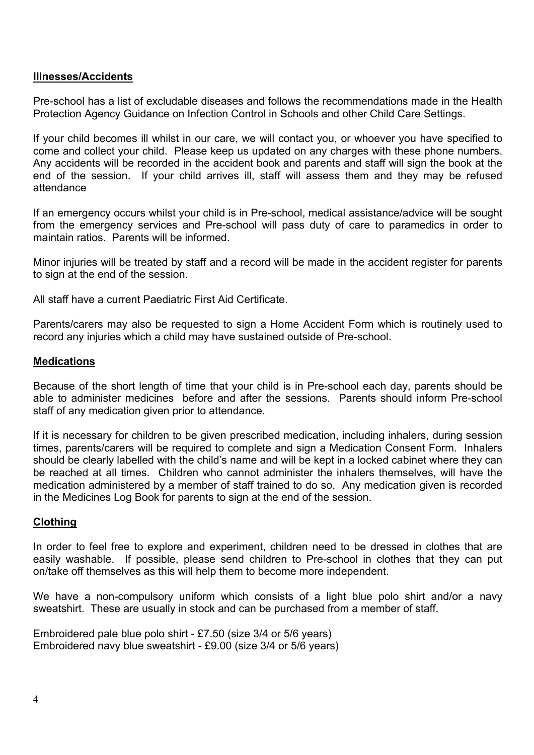## Illnesses/Accidents

Pre-school has a list of excludable diseases and follows the recommendations made in the Health Protection Agency Guidance on Infection Control in Schools and other Child Care Settings.

If your child becomes ill whilst in our care, we will contact you, or whoever you have specified to come and collect your child. Please keep us updated on any charges with these phone numbers. Any accidents will be recorded in the accident book and parents and staff will sign the book at the end of the session. If your child arrives ill, staff will assess them and they may be refused attendance

If an emergency occurs whilst your child is in Pre-school, medical assistance/advice will be sought from the emergency services and Pre-school will pass duty of care to paramedics in order to maintain ratios. Parents will be informed.

Minor injuries will be treated by staff and a record will be made in the accident register for parents to sign at the end of the session.

All staff have a current Paediatric First Aid Certificate.

Parents/carers may also be requested to sign a Home Accident Form which is routinely used to record any injuries which a child may have sustained outside of Pre-school.

## Medications

Because of the short length of time that your child is in Pre-school each day, parents should be able to administer medicines before and after the sessions. Parents should inform Pre-school staff of any medication given prior to attendance.

If it is necessary for children to be given prescribed medication, including inhalers, during session times, parents/carers will be required to complete and sign a Medication Consent Form. Inhalers should be clearly labelled with the child's name and will be kept in a locked cabinet where they can be reached at all times. Children who cannot administer the inhalers themselves, will have the medication administered by a member of staff trained to do so. Any medication given is recorded in the Medicines Log Book for parents to sign at the end of the session.

## Clothing

In order to feel free to explore and experiment, children need to be dressed in clothes that are easily washable. If possible, please send children to Pre-school in clothes that they can put on/take off themselves as this will help them to become more independent.

We have a non-compulsory uniform which consists of a light blue polo shirt and/or a navy sweatshirt. These are usually in stock and can be purchased from a member of staff.

Embroidered pale blue polo shirt - £7.50 (size 3/4 or 5/6 years)
Embroidered navy blue sweatshirt - £9.00 (size 3/4 or 5/6 years)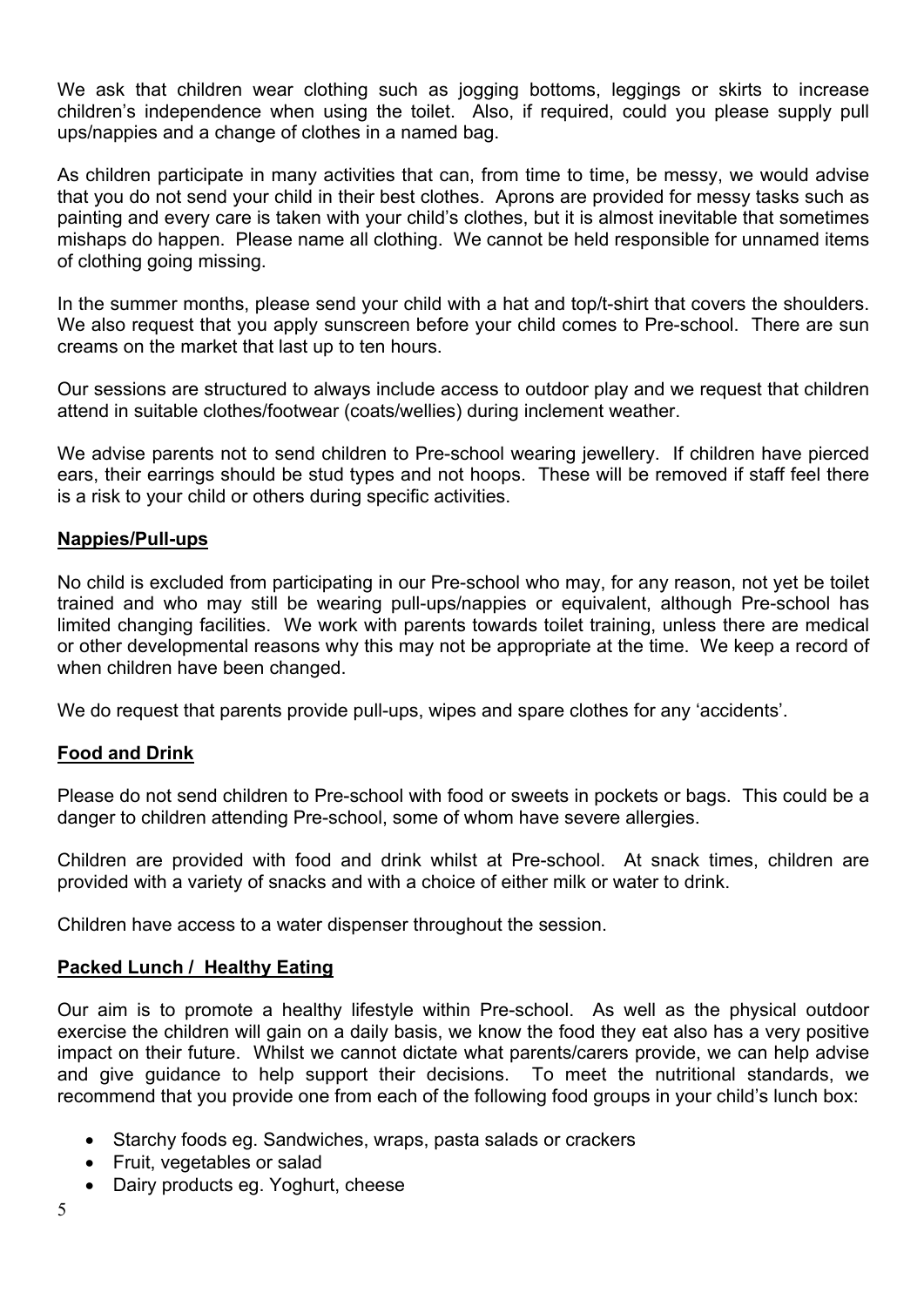We ask that children wear clothing such as jogging bottoms, leggings or skirts to increase children's independence when using the toilet. Also, if required, could you please supply pull ups/nappies and a change of clothes in a named bag.

As children participate in many activities that can, from time to time, be messy, we would advise that you do not send your child in their best clothes. Aprons are provided for messy tasks such as painting and every care is taken with your child's clothes, but it is almost inevitable that sometimes mishaps do happen. Please name all clothing. We cannot be held responsible for unnamed items of clothing going missing.

In the summer months, please send your child with a hat and top/t-shirt that covers the shoulders. We also request that you apply sunscreen before your child comes to Pre-school. There are sun creams on the market that last up to ten hours.

Our sessions are structured to always include access to outdoor play and we request that children attend in suitable clothes/footwear (coats/wellies) during inclement weather.

We advise parents not to send children to Pre-school wearing jewellery. If children have pierced ears, their earrings should be stud types and not hoops. These will be removed if staff feel there is a risk to your child or others during specific activities.

## Nappies/Pull-ups

No child is excluded from participating in our Pre-school who may, for any reason, not yet be toilet trained and who may still be wearing pull-ups/nappies or equivalent, although Pre-school has limited changing facilities. We work with parents towards toilet training, unless there are medical or other developmental reasons why this may not be appropriate at the time. We keep a record of when children have been changed.

We do request that parents provide pull-ups, wipes and spare clothes for any 'accidents'.

## Food and Drink

Please do not send children to Pre-school with food or sweets in pockets or bags. This could be a danger to children attending Pre-school, some of whom have severe allergies.

Children are provided with food and drink whilst at Pre-school. At snack times, children are provided with a variety of snacks and with a choice of either milk or water to drink.

Children have access to a water dispenser throughout the session.

## Packed Lunch / Healthy Eating

Our aim is to promote a healthy lifestyle within Pre-school. As well as the physical outdoor exercise the children will gain on a daily basis, we know the food they eat also has a very positive impact on their future. Whilst we cannot dictate what parents/carers provide, we can help advise and give guidance to help support their decisions. To meet the nutritional standards, we recommend that you provide one from each of the following food groups in your child's lunch box:

- Starchy foods eg. Sandwiches, wraps, pasta salads or crackers
- Fruit, vegetables or salad
- Dairy products eg. Yoghurt, cheese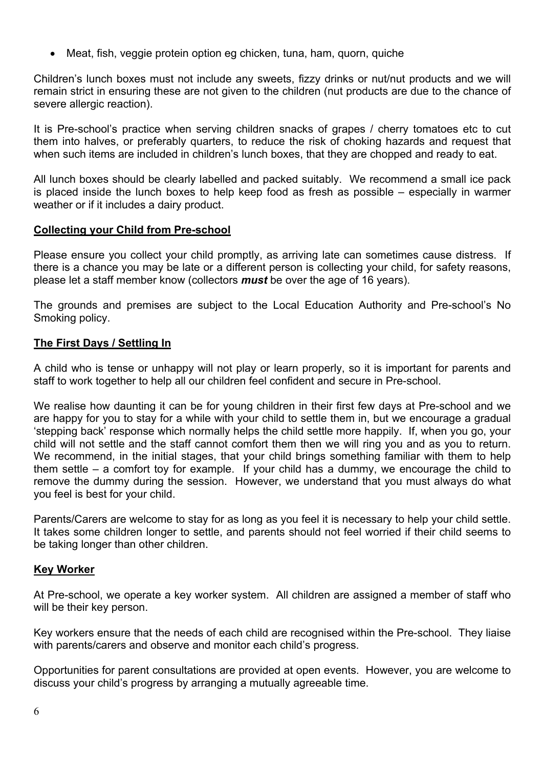- Meat, fish, veggie protein option eg chicken, tuna, ham, quorn, quiche

Children's lunch boxes must not include any sweets, fizzy drinks or nut/nut products and we will remain strict in ensuring these are not given to the children (nut products are due to the chance of severe allergic reaction).

It is Pre-school's practice when serving children snacks of grapes / cherry tomatoes etc to cut them into halves, or preferably quarters, to reduce the risk of choking hazards and request that when such items are included in children's lunch boxes, that they are chopped and ready to eat.

All lunch boxes should be clearly labelled and packed suitably. We recommend a small ice pack is placed inside the lunch boxes to help keep food as fresh as possible – especially in warmer weather or if it includes a dairy product.

## Collecting your Child from Pre-school

Please ensure you collect your child promptly, as arriving late can sometimes cause distress. If there is a chance you may be late or a different person is collecting your child, for safety reasons, please let a staff member know (collectors ***must*** be over the age of 16 years).

The grounds and premises are subject to the Local Education Authority and Pre-school's No Smoking policy.

## The First Days / Settling In

A child who is tense or unhappy will not play or learn properly, so it is important for parents and staff to work together to help all our children feel confident and secure in Pre-school.

We realise how daunting it can be for young children in their first few days at Pre-school and we are happy for you to stay for a while with your child to settle them in, but we encourage a gradual 'stepping back' response which normally helps the child settle more happily. If, when you go, your child will not settle and the staff cannot comfort them then we will ring you and as you to return. We recommend, in the initial stages, that your child brings something familiar with them to help them settle – a comfort toy for example. If your child has a dummy, we encourage the child to remove the dummy during the session. However, we understand that you must always do what you feel is best for your child.

Parents/Carers are welcome to stay for as long as you feel it is necessary to help your child settle. It takes some children longer to settle, and parents should not feel worried if their child seems to be taking longer than other children.

## Key Worker

At Pre-school, we operate a key worker system. All children are assigned a member of staff who will be their key person.

Key workers ensure that the needs of each child are recognised within the Pre-school. They liaise with parents/carers and observe and monitor each child's progress.

Opportunities for parent consultations are provided at open events. However, you are welcome to discuss your child's progress by arranging a mutually agreeable time.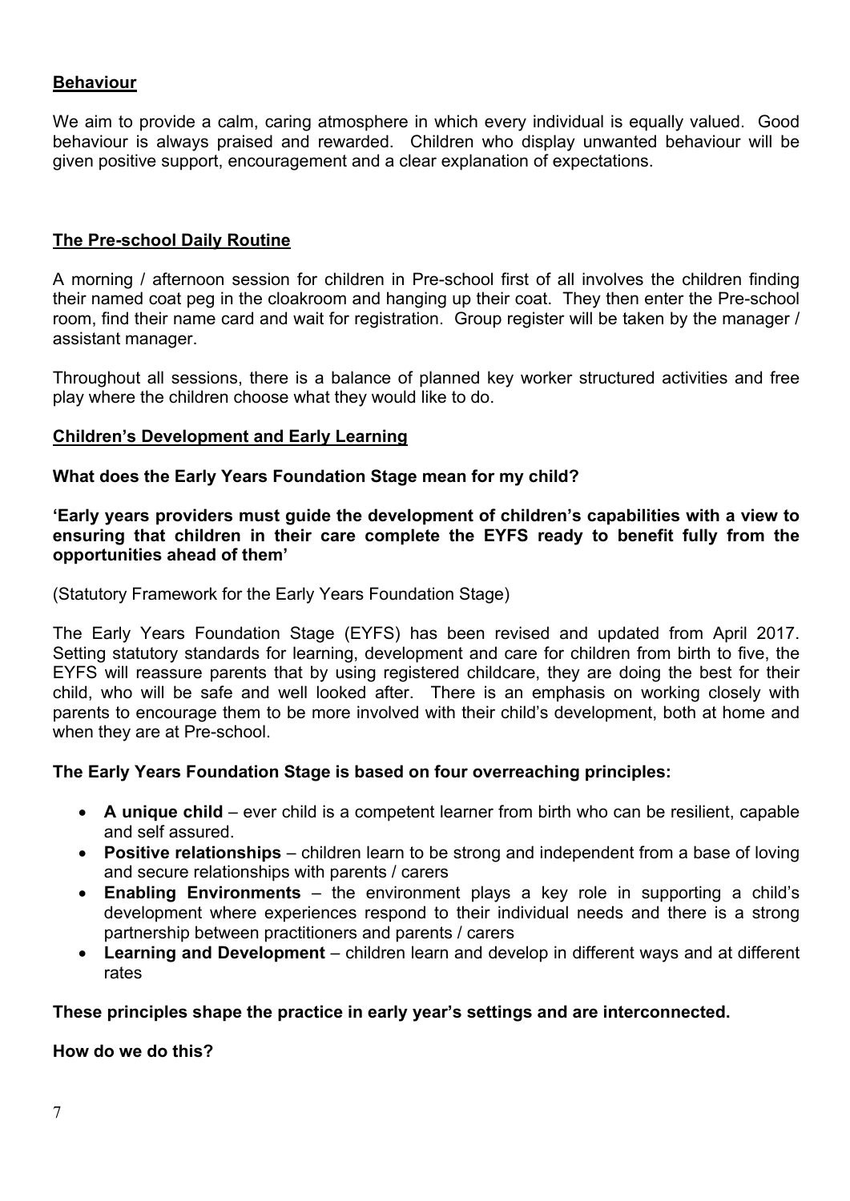**<u>Behaviour</u>**

We aim to provide a calm, caring atmosphere in which every individual is equally valued. Good behaviour is always praised and rewarded. Children who display unwanted behaviour will be given positive support, encouragement and a clear explanation of expectations.

**<u>The Pre-school Daily Routine</u>**

A morning / afternoon session for children in Pre-school first of all involves the children finding their named coat peg in the cloakroom and hanging up their coat. They then enter the Pre-school room, find their name card and wait for registration. Group register will be taken by the manager / assistant manager.

Throughout all sessions, there is a balance of planned key worker structured activities and free play where the children choose what they would like to do.

**<u>Children's Development and Early Learning</u>**

**What does the Early Years Foundation Stage mean for my child?**

**'Early years providers must guide the development of children's capabilities with a view to ensuring that children in their care complete the EYFS ready to benefit fully from the opportunities ahead of them'**

(Statutory Framework for the Early Years Foundation Stage)

The Early Years Foundation Stage (EYFS) has been revised and updated from April 2017. Setting statutory standards for learning, development and care for children from birth to five, the EYFS will reassure parents that by using registered childcare, they are doing the best for their child, who will be safe and well looked after. There is an emphasis on working closely with parents to encourage them to be more involved with their child's development, both at home and when they are at Pre-school.

**The Early Years Foundation Stage is based on four overreaching principles:**

- **A unique child** – ever child is a competent learner from birth who can be resilient, capable and self assured.
- **Positive relationships** – children learn to be strong and independent from a base of loving and secure relationships with parents / carers
- **Enabling Environments** – the environment plays a key role in supporting a child's development where experiences respond to their individual needs and there is a strong partnership between practitioners and parents / carers
- **Learning and Development** – children learn and develop in different ways and at different rates

**These principles shape the practice in early year's settings and are interconnected.**

**How do we do this?**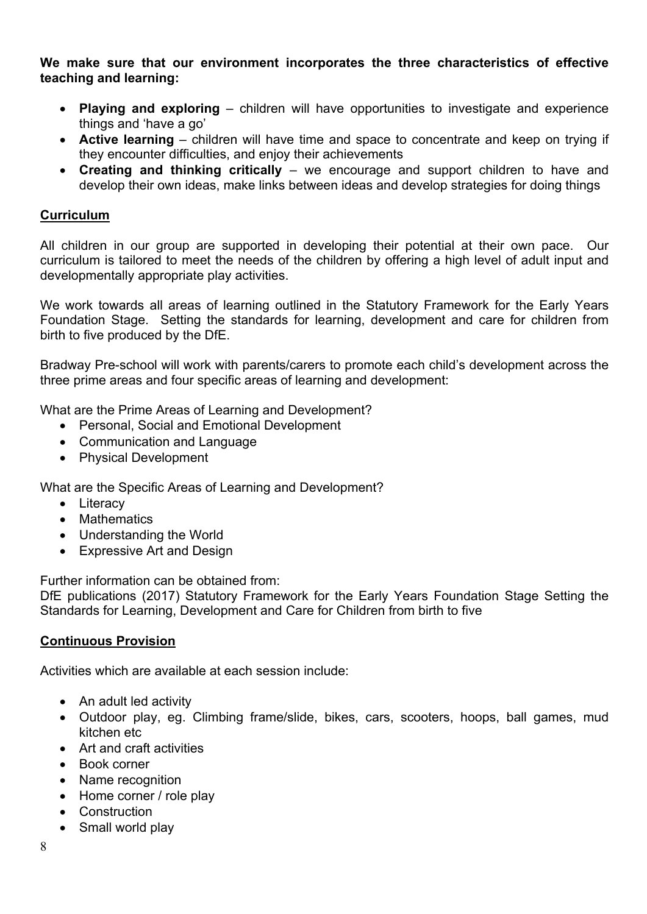**We make sure that our environment incorporates the three characteristics of effective teaching and learning:**

- **Playing and exploring** – children will have opportunities to investigate and experience things and 'have a go'
- **Active learning** – children will have time and space to concentrate and keep on trying if they encounter difficulties, and enjoy their achievements
- **Creating and thinking critically** – we encourage and support children to have and develop their own ideas, make links between ideas and develop strategies for doing things

## Curriculum

All children in our group are supported in developing their potential at their own pace. Our curriculum is tailored to meet the needs of the children by offering a high level of adult input and developmentally appropriate play activities.

We work towards all areas of learning outlined in the Statutory Framework for the Early Years Foundation Stage. Setting the standards for learning, development and care for children from birth to five produced by the DfE.

Bradway Pre-school will work with parents/carers to promote each child's development across the three prime areas and four specific areas of learning and development:

What are the Prime Areas of Learning and Development?

- Personal, Social and Emotional Development
- Communication and Language
- Physical Development

What are the Specific Areas of Learning and Development?

- Literacy
- Mathematics
- Understanding the World
- Expressive Art and Design

Further information can be obtained from:
DfE publications (2017) Statutory Framework for the Early Years Foundation Stage Setting the Standards for Learning, Development and Care for Children from birth to five

## Continuous Provision

Activities which are available at each session include:

- An adult led activity
- Outdoor play, eg. Climbing frame/slide, bikes, cars, scooters, hoops, ball games, mud kitchen etc
- Art and craft activities
- Book corner
- Name recognition
- Home corner / role play
- Construction
- Small world play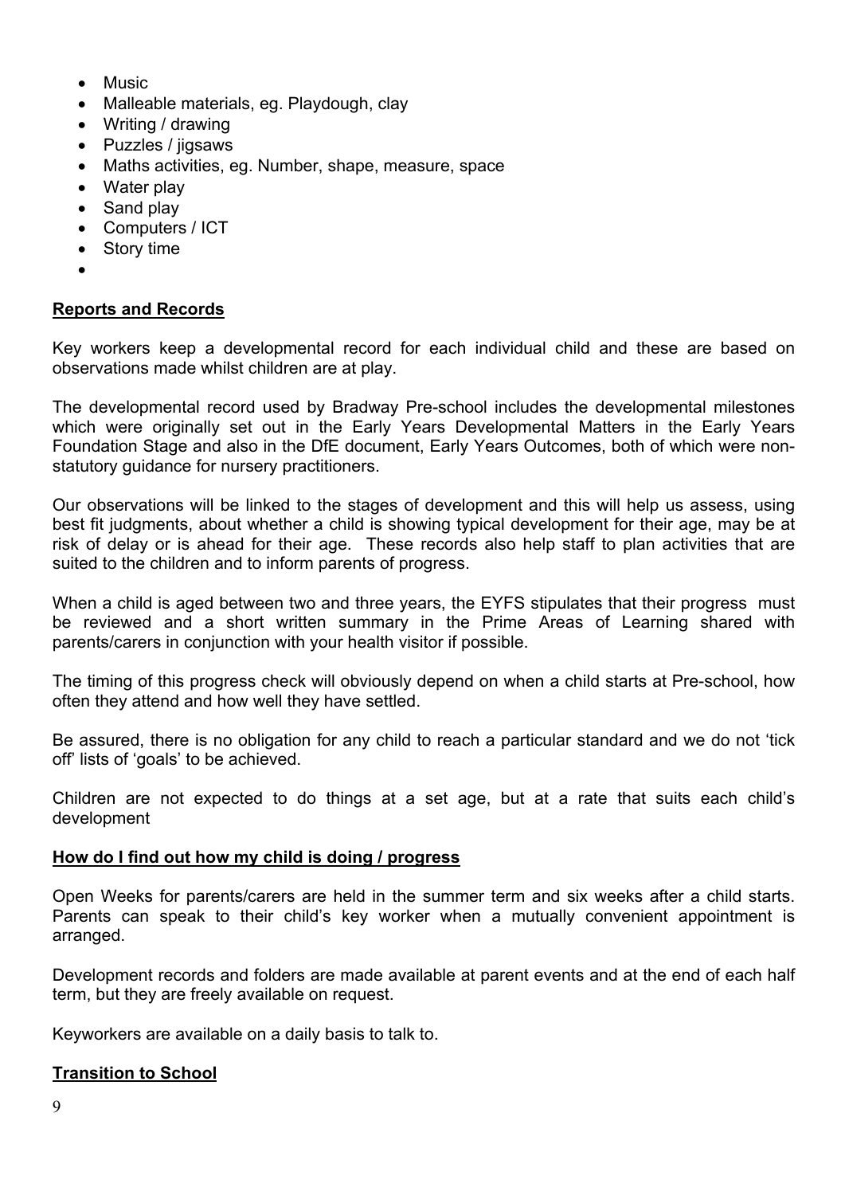- Music
- Malleable materials, eg. Playdough, clay
- Writing / drawing
- Puzzles / jigsaws
- Maths activities, eg. Number, shape, measure, space
- Water play
- Sand play
- Computers / ICT
- Story time

## Reports and Records

Key workers keep a developmental record for each individual child and these are based on observations made whilst children are at play.

The developmental record used by Bradway Pre-school includes the developmental milestones which were originally set out in the Early Years Developmental Matters in the Early Years Foundation Stage and also in the DfE document, Early Years Outcomes, both of which were non-statutory guidance for nursery practitioners.

Our observations will be linked to the stages of development and this will help us assess, using best fit judgments, about whether a child is showing typical development for their age, may be at risk of delay or is ahead for their age. These records also help staff to plan activities that are suited to the children and to inform parents of progress.

When a child is aged between two and three years, the EYFS stipulates that their progress must be reviewed and a short written summary in the Prime Areas of Learning shared with parents/carers in conjunction with your health visitor if possible.

The timing of this progress check will obviously depend on when a child starts at Pre-school, how often they attend and how well they have settled.

Be assured, there is no obligation for any child to reach a particular standard and we do not 'tick off' lists of 'goals' to be achieved.

Children are not expected to do things at a set age, but at a rate that suits each child's development

## How do I find out how my child is doing / progress

Open Weeks for parents/carers are held in the summer term and six weeks after a child starts. Parents can speak to their child's key worker when a mutually convenient appointment is arranged.

Development records and folders are made available at parent events and at the end of each half term, but they are freely available on request.

Keyworkers are available on a daily basis to talk to.

## Transition to School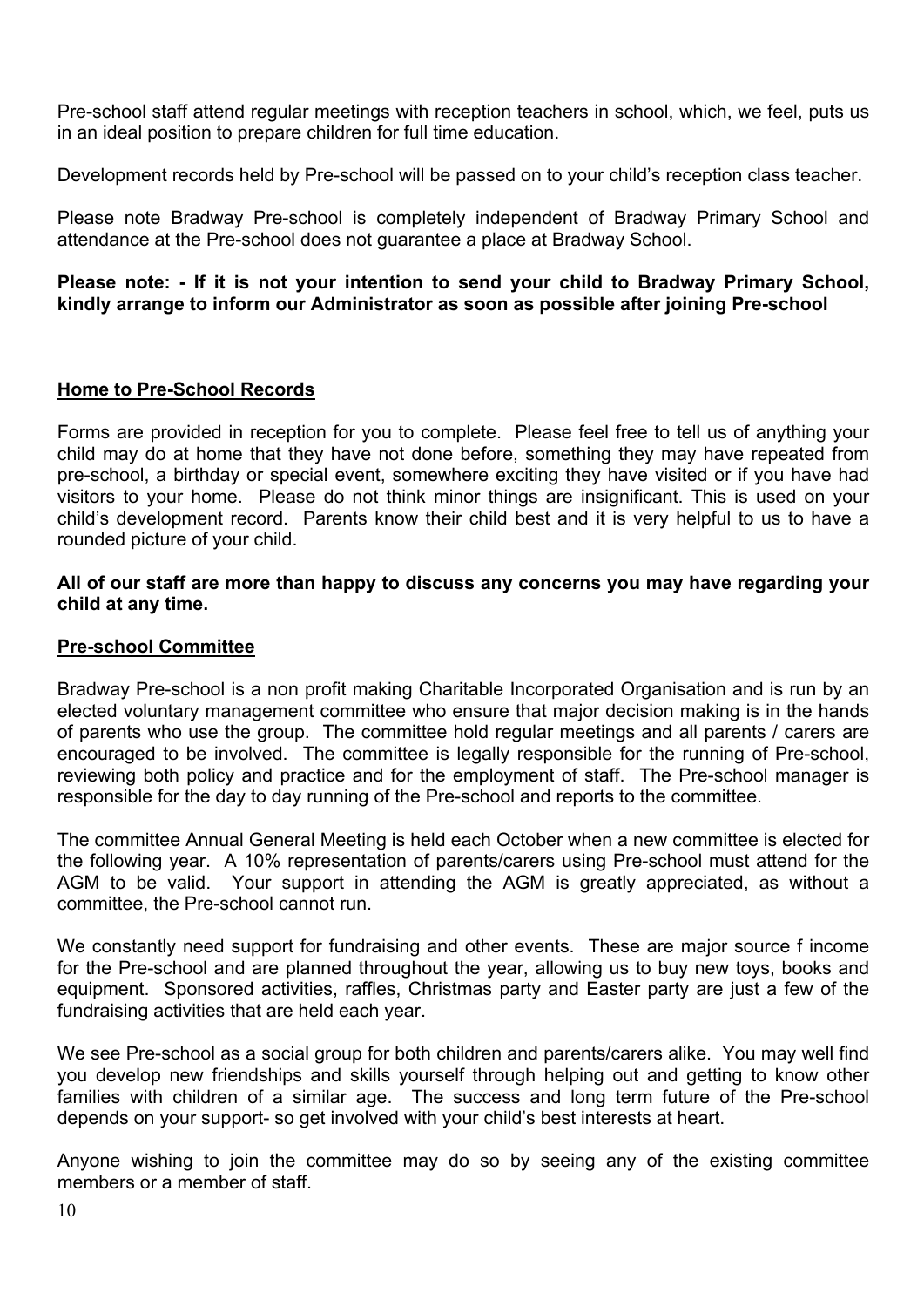Pre-school staff attend regular meetings with reception teachers in school, which, we feel, puts us in an ideal position to prepare children for full time education.

Development records held by Pre-school will be passed on to your child's reception class teacher.

Please note Bradway Pre-school is completely independent of Bradway Primary School and attendance at the Pre-school does not guarantee a place at Bradway School.

**Please note: - If it is not your intention to send your child to Bradway Primary School, kindly arrange to inform our Administrator as soon as possible after joining Pre-school**

## Home to Pre-School Records

Forms are provided in reception for you to complete. Please feel free to tell us of anything your child may do at home that they have not done before, something they may have repeated from pre-school, a birthday or special event, somewhere exciting they have visited or if you have had visitors to your home. Please do not think minor things are insignificant. This is used on your child's development record. Parents know their child best and it is very helpful to us to have a rounded picture of your child.

**All of our staff are more than happy to discuss any concerns you may have regarding your child at any time.**

## Pre-school Committee

Bradway Pre-school is a non profit making Charitable Incorporated Organisation and is run by an elected voluntary management committee who ensure that major decision making is in the hands of parents who use the group. The committee hold regular meetings and all parents / carers are encouraged to be involved. The committee is legally responsible for the running of Pre-school, reviewing both policy and practice and for the employment of staff. The Pre-school manager is responsible for the day to day running of the Pre-school and reports to the committee.

The committee Annual General Meeting is held each October when a new committee is elected for the following year. A 10% representation of parents/carers using Pre-school must attend for the AGM to be valid. Your support in attending the AGM is greatly appreciated, as without a committee, the Pre-school cannot run.

We constantly need support for fundraising and other events. These are major source f income for the Pre-school and are planned throughout the year, allowing us to buy new toys, books and equipment. Sponsored activities, raffles, Christmas party and Easter party are just a few of the fundraising activities that are held each year.

We see Pre-school as a social group for both children and parents/carers alike. You may well find you develop new friendships and skills yourself through helping out and getting to know other families with children of a similar age. The success and long term future of the Pre-school depends on your support- so get involved with your child's best interests at heart.

Anyone wishing to join the committee may do so by seeing any of the existing committee members or a member of staff.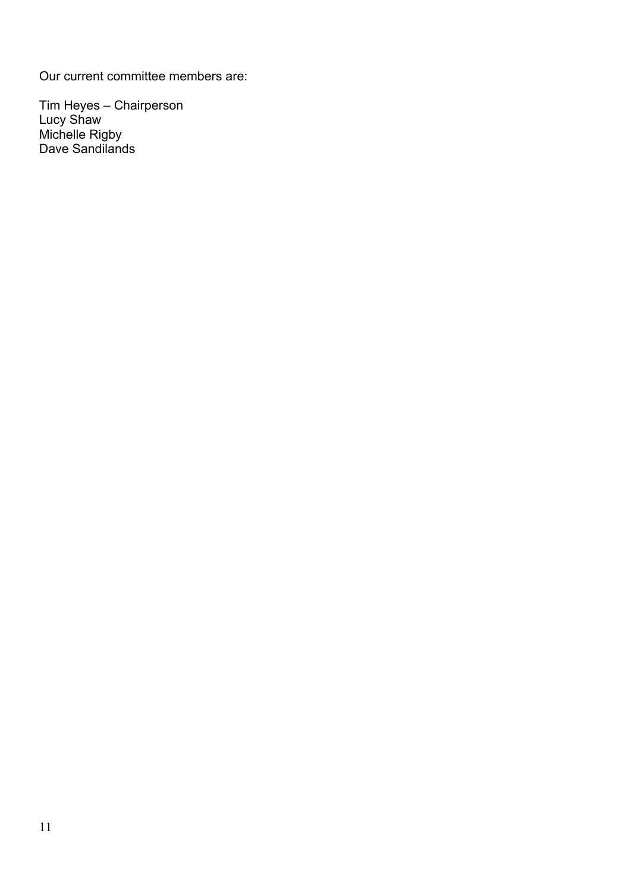Our current committee members are:

Tim Heyes – Chairperson
Lucy Shaw
Michelle Rigby
Dave Sandilands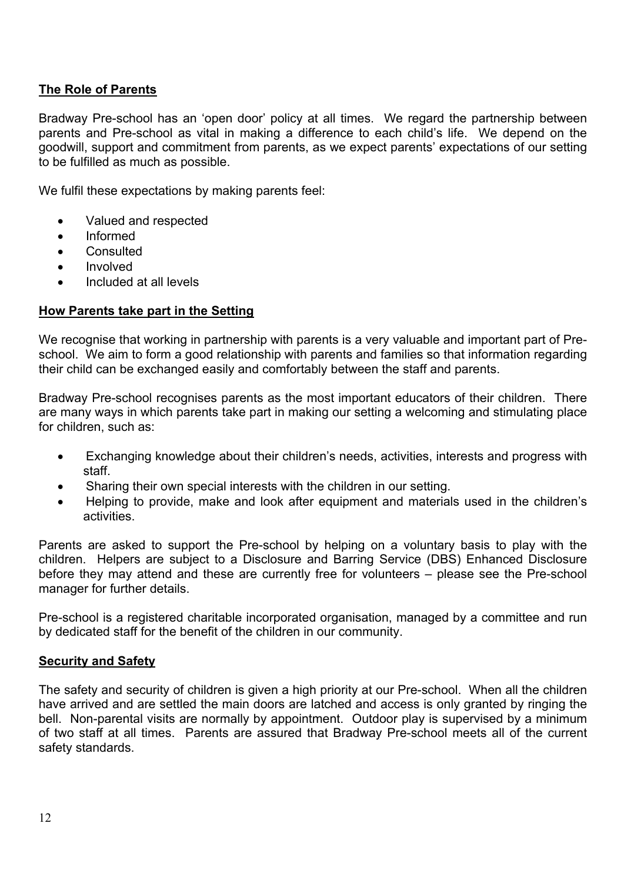## The Role of Parents

Bradway Pre-school has an 'open door' policy at all times. We regard the partnership between parents and Pre-school as vital in making a difference to each child's life. We depend on the goodwill, support and commitment from parents, as we expect parents' expectations of our setting to be fulfilled as much as possible.

We fulfil these expectations by making parents feel:

- Valued and respected
- Informed
- Consulted
- Involved
- Included at all levels

## How Parents take part in the Setting

We recognise that working in partnership with parents is a very valuable and important part of Pre-school. We aim to form a good relationship with parents and families so that information regarding their child can be exchanged easily and comfortably between the staff and parents.

Bradway Pre-school recognises parents as the most important educators of their children. There are many ways in which parents take part in making our setting a welcoming and stimulating place for children, such as:

- Exchanging knowledge about their children's needs, activities, interests and progress with staff.
- Sharing their own special interests with the children in our setting.
- Helping to provide, make and look after equipment and materials used in the children's activities.

Parents are asked to support the Pre-school by helping on a voluntary basis to play with the children. Helpers are subject to a Disclosure and Barring Service (DBS) Enhanced Disclosure before they may attend and these are currently free for volunteers – please see the Pre-school manager for further details.

Pre-school is a registered charitable incorporated organisation, managed by a committee and run by dedicated staff for the benefit of the children in our community.

## Security and Safety

The safety and security of children is given a high priority at our Pre-school. When all the children have arrived and are settled the main doors are latched and access is only granted by ringing the bell. Non-parental visits are normally by appointment. Outdoor play is supervised by a minimum of two staff at all times. Parents are assured that Bradway Pre-school meets all of the current safety standards.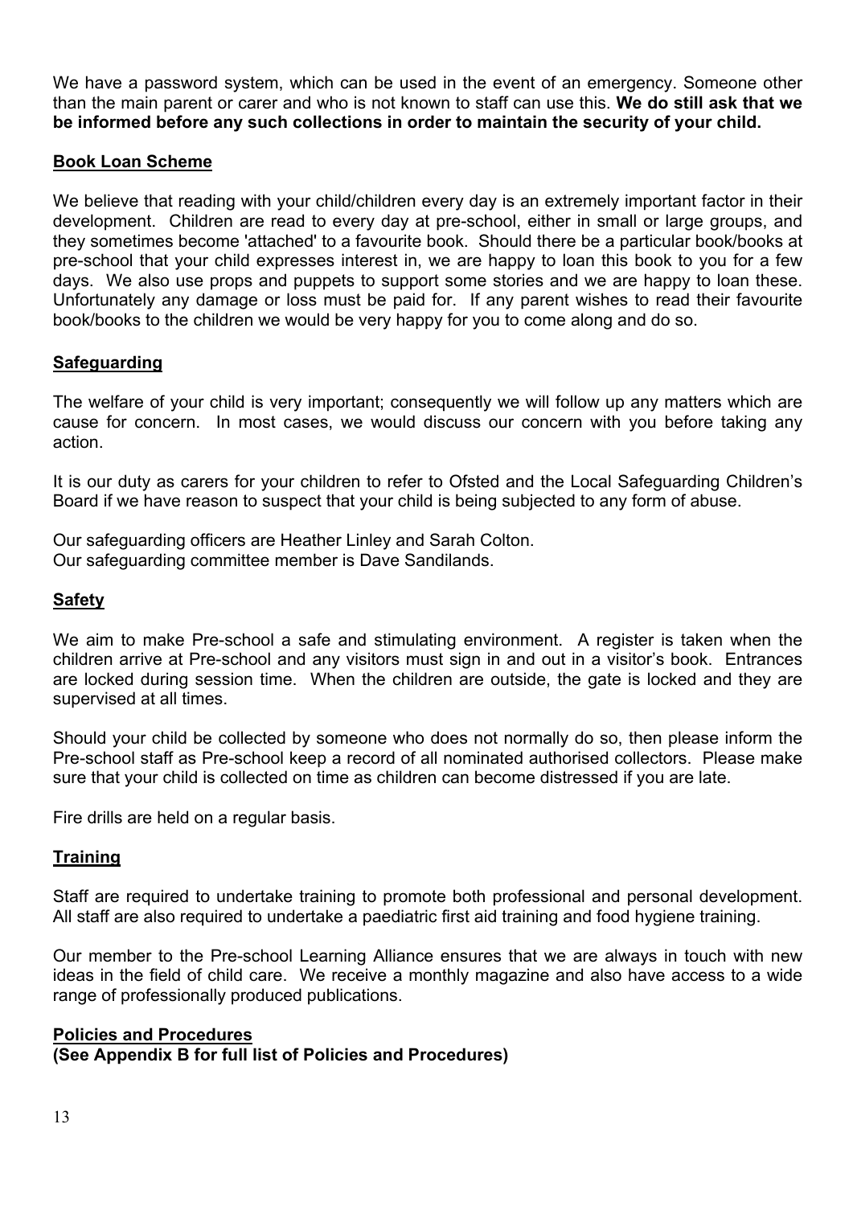We have a password system, which can be used in the event of an emergency. Someone other than the main parent or carer and who is not known to staff can use this. **We do still ask that we be informed before any such collections in order to maintain the security of your child.**

## Book Loan Scheme

We believe that reading with your child/children every day is an extremely important factor in their development. Children are read to every day at pre-school, either in small or large groups, and they sometimes become 'attached' to a favourite book. Should there be a particular book/books at pre-school that your child expresses interest in, we are happy to loan this book to you for a few days. We also use props and puppets to support some stories and we are happy to loan these. Unfortunately any damage or loss must be paid for. If any parent wishes to read their favourite book/books to the children we would be very happy for you to come along and do so.

## Safeguarding

The welfare of your child is very important; consequently we will follow up any matters which are cause for concern. In most cases, we would discuss our concern with you before taking any action.

It is our duty as carers for your children to refer to Ofsted and the Local Safeguarding Children's Board if we have reason to suspect that your child is being subjected to any form of abuse.

Our safeguarding officers are Heather Linley and Sarah Colton.
Our safeguarding committee member is Dave Sandilands.

## Safety

We aim to make Pre-school a safe and stimulating environment. A register is taken when the children arrive at Pre-school and any visitors must sign in and out in a visitor's book. Entrances are locked during session time. When the children are outside, the gate is locked and they are supervised at all times.

Should your child be collected by someone who does not normally do so, then please inform the Pre-school staff as Pre-school keep a record of all nominated authorised collectors. Please make sure that your child is collected on time as children can become distressed if you are late.

Fire drills are held on a regular basis.

## Training

Staff are required to undertake training to promote both professional and personal development. All staff are also required to undertake a paediatric first aid training and food hygiene training.

Our member to the Pre-school Learning Alliance ensures that we are always in touch with new ideas in the field of child care. We receive a monthly magazine and also have access to a wide range of professionally produced publications.

## Policies and Procedures
**(See Appendix B for full list of Policies and Procedures)**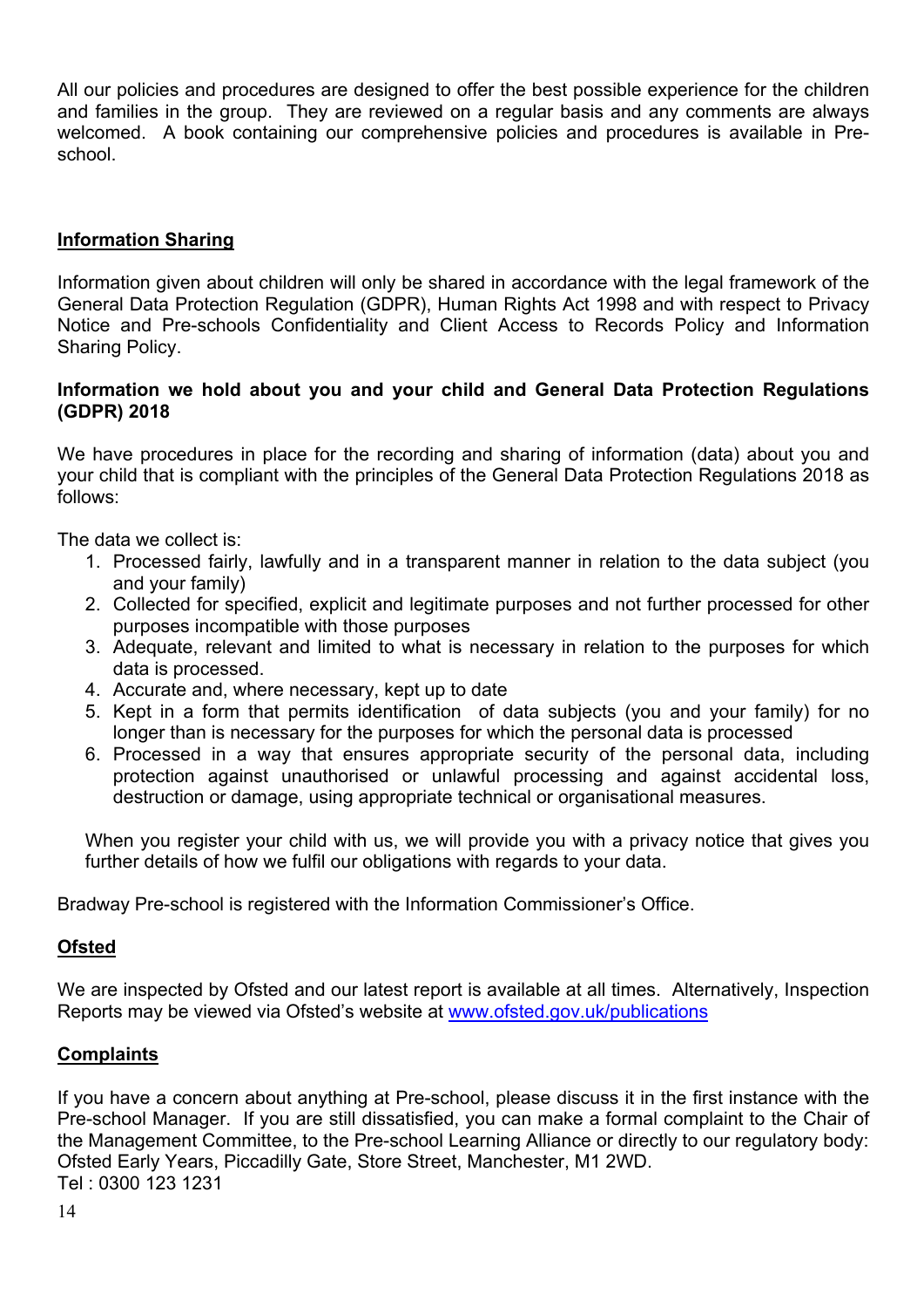All our policies and procedures are designed to offer the best possible experience for the children and families in the group. They are reviewed on a regular basis and any comments are always welcomed. A book containing our comprehensive policies and procedures is available in Pre-school.

## Information Sharing

Information given about children will only be shared in accordance with the legal framework of the General Data Protection Regulation (GDPR), Human Rights Act 1998 and with respect to Privacy Notice and Pre-schools Confidentiality and Client Access to Records Policy and Information Sharing Policy.

### Information we hold about you and your child and General Data Protection Regulations (GDPR) 2018

We have procedures in place for the recording and sharing of information (data) about you and your child that is compliant with the principles of the General Data Protection Regulations 2018 as follows:

The data we collect is:

1. Processed fairly, lawfully and in a transparent manner in relation to the data subject (you and your family)
2. Collected for specified, explicit and legitimate purposes and not further processed for other purposes incompatible with those purposes
3. Adequate, relevant and limited to what is necessary in relation to the purposes for which data is processed.
4. Accurate and, where necessary, kept up to date
5. Kept in a form that permits identification of data subjects (you and your family) for no longer than is necessary for the purposes for which the personal data is processed
6. Processed in a way that ensures appropriate security of the personal data, including protection against unauthorised or unlawful processing and against accidental loss, destruction or damage, using appropriate technical or organisational measures.

When you register your child with us, we will provide you with a privacy notice that gives you further details of how we fulfil our obligations with regards to your data.

Bradway Pre-school is registered with the Information Commissioner's Office.

## Ofsted

We are inspected by Ofsted and our latest report is available at all times. Alternatively, Inspection Reports may be viewed via Ofsted's website at [www.ofsted.gov.uk/publications](http://www.ofsted.gov.uk/publications)

## Complaints

If you have a concern about anything at Pre-school, please discuss it in the first instance with the Pre-school Manager. If you are still dissatisfied, you can make a formal complaint to the Chair of the Management Committee, to the Pre-school Learning Alliance or directly to our regulatory body: Ofsted Early Years, Piccadilly Gate, Store Street, Manchester, M1 2WD.
Tel : 0300 123 1231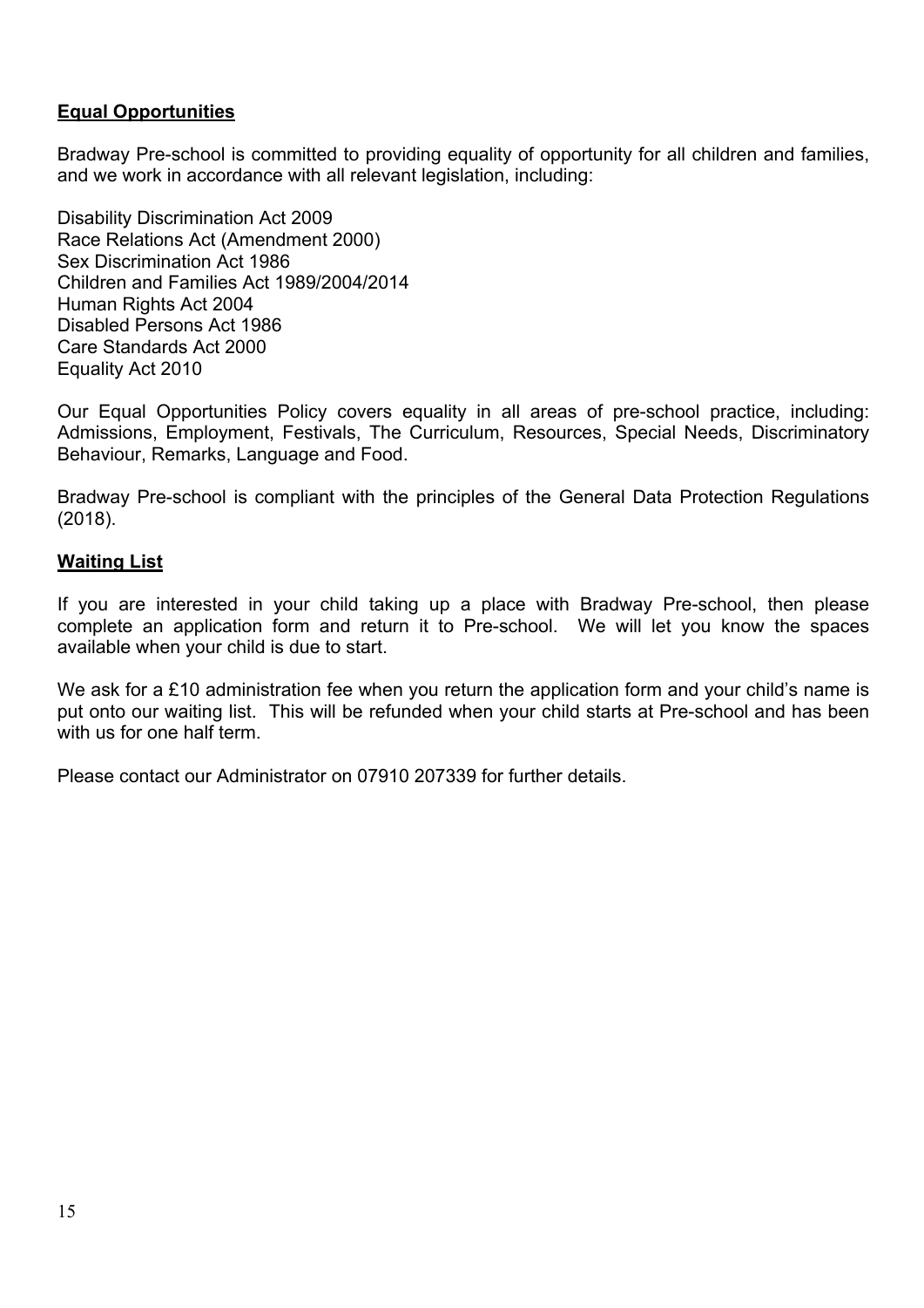## Equal Opportunities

Bradway Pre-school is committed to providing equality of opportunity for all children and families, and we work in accordance with all relevant legislation, including:

Disability Discrimination Act 2009
Race Relations Act (Amendment 2000)
Sex Discrimination Act 1986
Children and Families Act 1989/2004/2014
Human Rights Act 2004
Disabled Persons Act 1986
Care Standards Act 2000
Equality Act 2010

Our Equal Opportunities Policy covers equality in all areas of pre-school practice, including: Admissions, Employment, Festivals, The Curriculum, Resources, Special Needs, Discriminatory Behaviour, Remarks, Language and Food.

Bradway Pre-school is compliant with the principles of the General Data Protection Regulations (2018).

## Waiting List

If you are interested in your child taking up a place with Bradway Pre-school, then please complete an application form and return it to Pre-school. We will let you know the spaces available when your child is due to start.

We ask for a £10 administration fee when you return the application form and your child's name is put onto our waiting list. This will be refunded when your child starts at Pre-school and has been with us for one half term.

Please contact our Administrator on 07910 207339 for further details.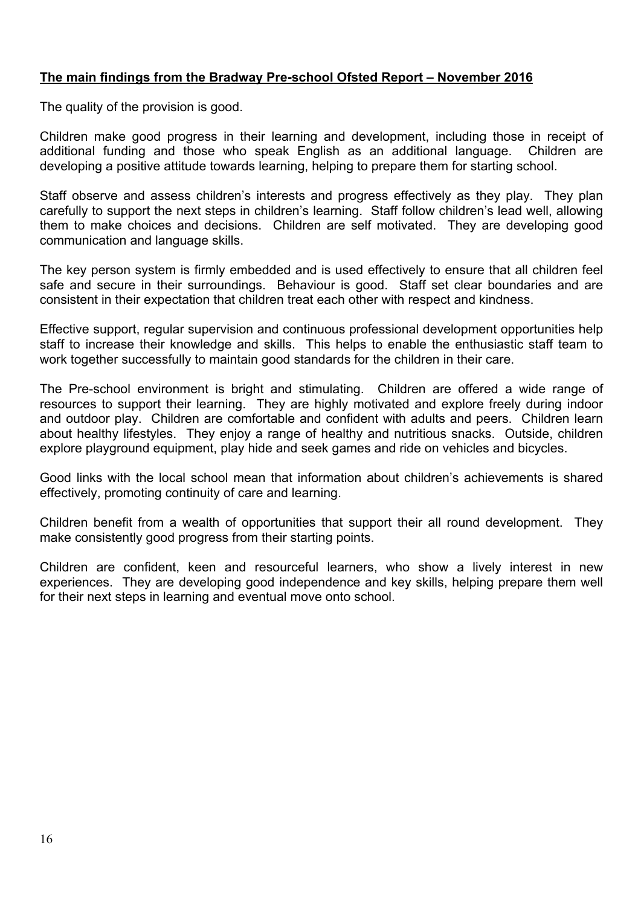**The main findings from the Bradway Pre-school Ofsted Report – November 2016**

The quality of the provision is good.

Children make good progress in their learning and development, including those in receipt of additional funding and those who speak English as an additional language. Children are developing a positive attitude towards learning, helping to prepare them for starting school.

Staff observe and assess children's interests and progress effectively as they play. They plan carefully to support the next steps in children's learning. Staff follow children's lead well, allowing them to make choices and decisions. Children are self motivated. They are developing good communication and language skills.

The key person system is firmly embedded and is used effectively to ensure that all children feel safe and secure in their surroundings. Behaviour is good. Staff set clear boundaries and are consistent in their expectation that children treat each other with respect and kindness.

Effective support, regular supervision and continuous professional development opportunities help staff to increase their knowledge and skills. This helps to enable the enthusiastic staff team to work together successfully to maintain good standards for the children in their care.

The Pre-school environment is bright and stimulating. Children are offered a wide range of resources to support their learning. They are highly motivated and explore freely during indoor and outdoor play. Children are comfortable and confident with adults and peers. Children learn about healthy lifestyles. They enjoy a range of healthy and nutritious snacks. Outside, children explore playground equipment, play hide and seek games and ride on vehicles and bicycles.

Good links with the local school mean that information about children's achievements is shared effectively, promoting continuity of care and learning.

Children benefit from a wealth of opportunities that support their all round development. They make consistently good progress from their starting points.

Children are confident, keen and resourceful learners, who show a lively interest in new experiences. They are developing good independence and key skills, helping prepare them well for their next steps in learning and eventual move onto school.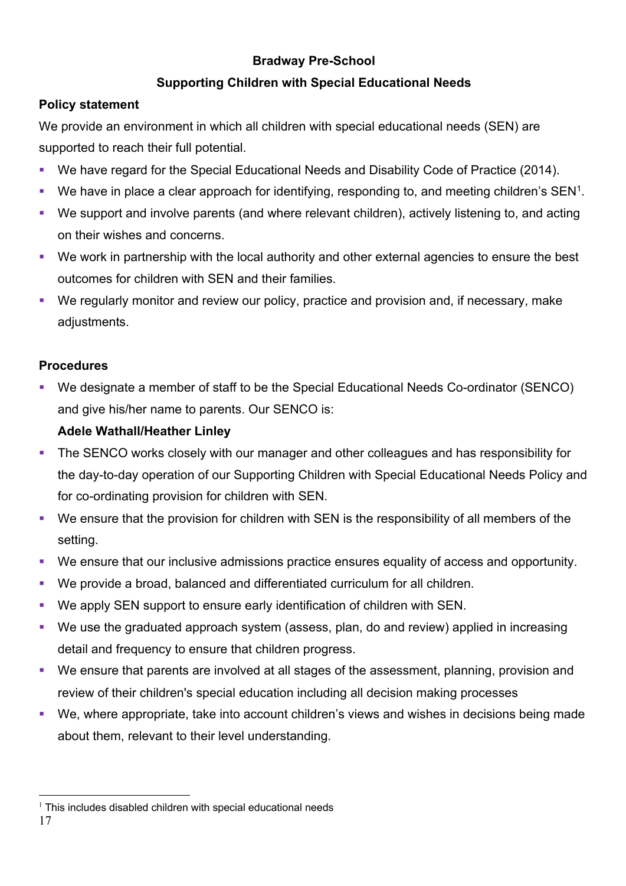**Bradway Pre-School**

**Supporting Children with Special Educational Needs**

**Policy statement**

We provide an environment in which all children with special educational needs (SEN) are supported to reach their full potential.

- We have regard for the Special Educational Needs and Disability Code of Practice (2014).
- We have in place a clear approach for identifying, responding to, and meeting children's SEN[1].
- We support and involve parents (and where relevant children), actively listening to, and acting on their wishes and concerns.
- We work in partnership with the local authority and other external agencies to ensure the best outcomes for children with SEN and their families.
- We regularly monitor and review our policy, practice and provision and, if necessary, make adjustments.

**Procedures**

- We designate a member of staff to be the Special Educational Needs Co-ordinator (SENCO) and give his/her name to parents. Our SENCO is:

  **Adele Wathall/Heather Linley**

- The SENCO works closely with our manager and other colleagues and has responsibility for the day-to-day operation of our Supporting Children with Special Educational Needs Policy and for co-ordinating provision for children with SEN.
- We ensure that the provision for children with SEN is the responsibility of all members of the setting.
- We ensure that our inclusive admissions practice ensures equality of access and opportunity.
- We provide a broad, balanced and differentiated curriculum for all children.
- We apply SEN support to ensure early identification of children with SEN.
- We use the graduated approach system (assess, plan, do and review) applied in increasing detail and frequency to ensure that children progress.
- We ensure that parents are involved at all stages of the assessment, planning, provision and review of their children's special education including all decision making processes
- We, where appropriate, take into account children's views and wishes in decisions being made about them, relevant to their level understanding.

[1] This includes disabled children with special educational needs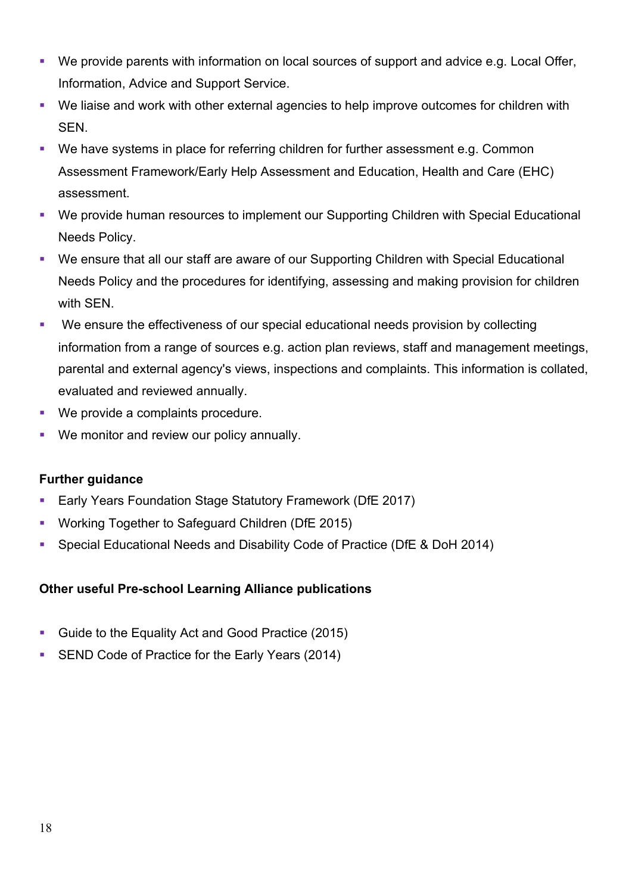- We provide parents with information on local sources of support and advice e.g. Local Offer, Information, Advice and Support Service.
- We liaise and work with other external agencies to help improve outcomes for children with SEN.
- We have systems in place for referring children for further assessment e.g. Common Assessment Framework/Early Help Assessment and Education, Health and Care (EHC) assessment.
- We provide human resources to implement our Supporting Children with Special Educational Needs Policy.
- We ensure that all our staff are aware of our Supporting Children with Special Educational Needs Policy and the procedures for identifying, assessing and making provision for children with SEN.
- We ensure the effectiveness of our special educational needs provision by collecting information from a range of sources e.g. action plan reviews, staff and management meetings, parental and external agency's views, inspections and complaints. This information is collated, evaluated and reviewed annually.
- We provide a complaints procedure.
- We monitor and review our policy annually.

**Further guidance**

- Early Years Foundation Stage Statutory Framework (DfE 2017)
- Working Together to Safeguard Children (DfE 2015)
- Special Educational Needs and Disability Code of Practice (DfE & DoH 2014)

**Other useful Pre-school Learning Alliance publications**

- Guide to the Equality Act and Good Practice (2015)
- SEND Code of Practice for the Early Years (2014)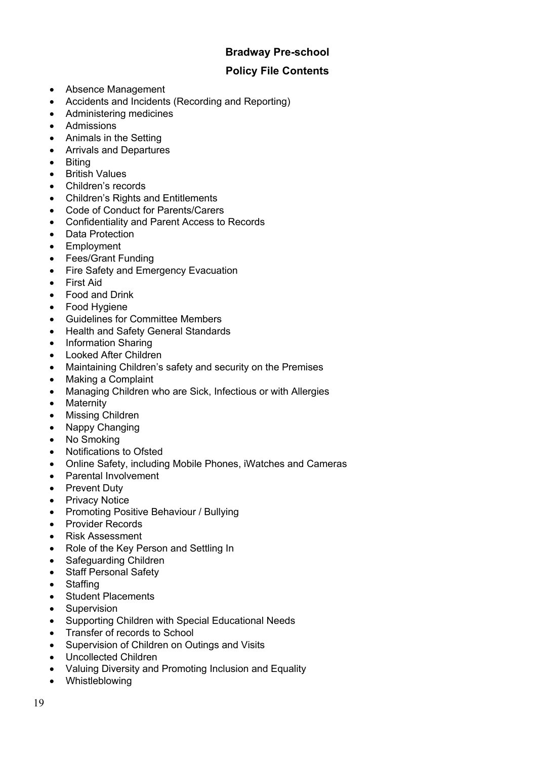## Bradway Pre-school

## Policy File Contents

- Absence Management
- Accidents and Incidents (Recording and Reporting)
- Administering medicines
- Admissions
- Animals in the Setting
- Arrivals and Departures
- Biting
- British Values
- Children's records
- Children's Rights and Entitlements
- Code of Conduct for Parents/Carers
- Confidentiality and Parent Access to Records
- Data Protection
- Employment
- Fees/Grant Funding
- Fire Safety and Emergency Evacuation
- First Aid
- Food and Drink
- Food Hygiene
- Guidelines for Committee Members
- Health and Safety General Standards
- Information Sharing
- Looked After Children
- Maintaining Children's safety and security on the Premises
- Making a Complaint
- Managing Children who are Sick, Infectious or with Allergies
- Maternity
- Missing Children
- Nappy Changing
- No Smoking
- Notifications to Ofsted
- Online Safety, including Mobile Phones, iWatches and Cameras
- Parental Involvement
- Prevent Duty
- Privacy Notice
- Promoting Positive Behaviour / Bullying
- Provider Records
- Risk Assessment
- Role of the Key Person and Settling In
- Safeguarding Children
- Staff Personal Safety
- Staffing
- Student Placements
- Supervision
- Supporting Children with Special Educational Needs
- Transfer of records to School
- Supervision of Children on Outings and Visits
- Uncollected Children
- Valuing Diversity and Promoting Inclusion and Equality
- Whistleblowing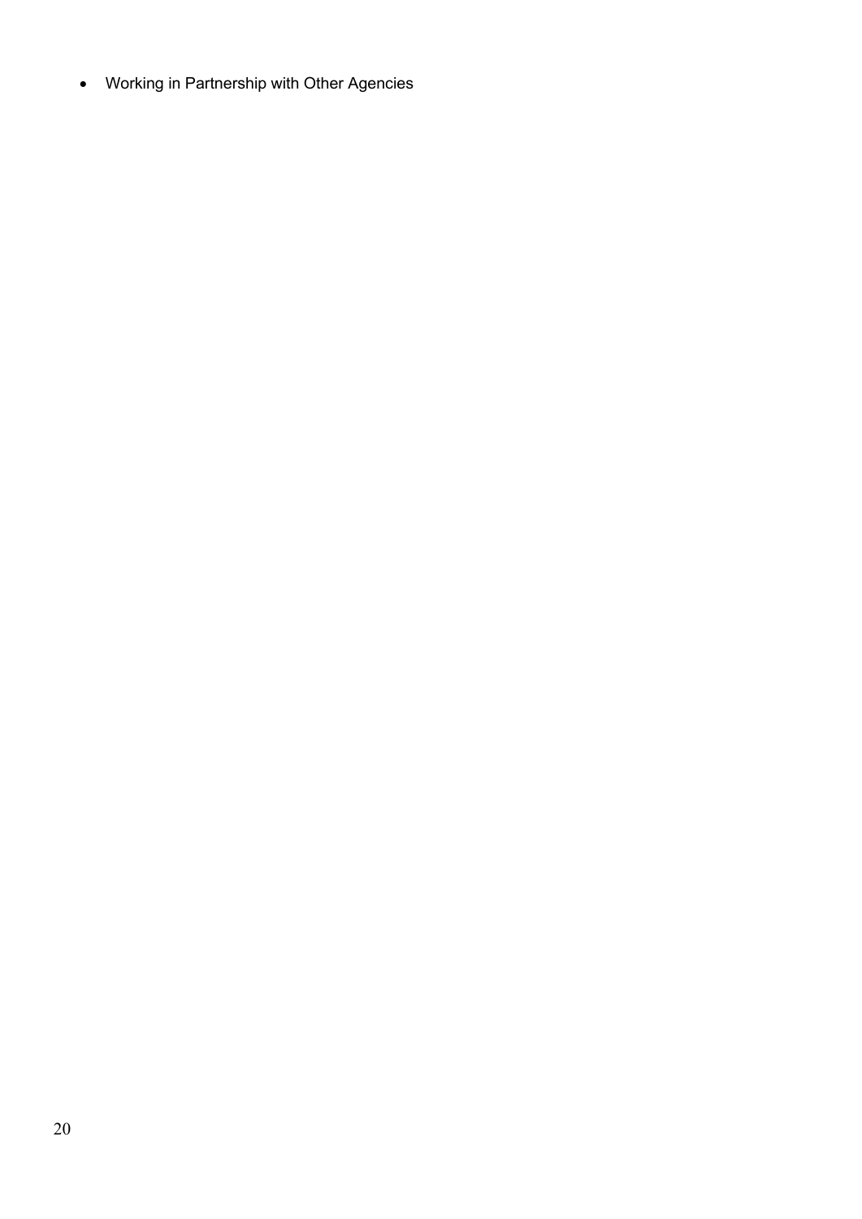- Working in Partnership with Other Agencies